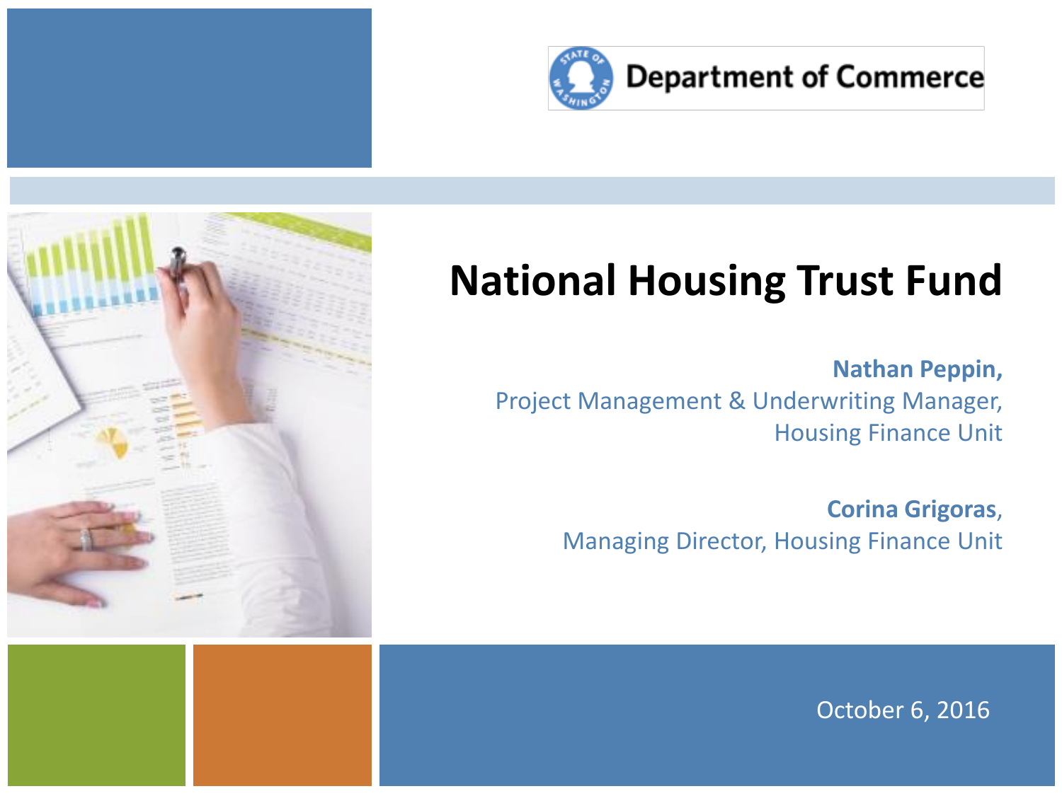Department of Commerce

# National Housing Trust Fund

**Nathan Peppin,**
Project Management & Underwriting Manager,
Housing Finance Unit

**Corina Grigoras**,
Managing Director, Housing Finance Unit

October 6, 2016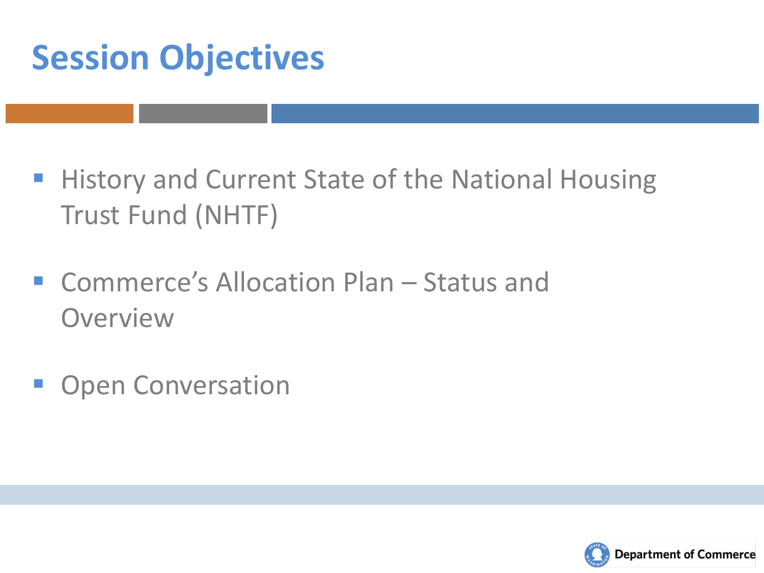# Session Objectives

- History and Current State of the National Housing Trust Fund (NHTF)
- Commerce's Allocation Plan – Status and Overview
- Open Conversation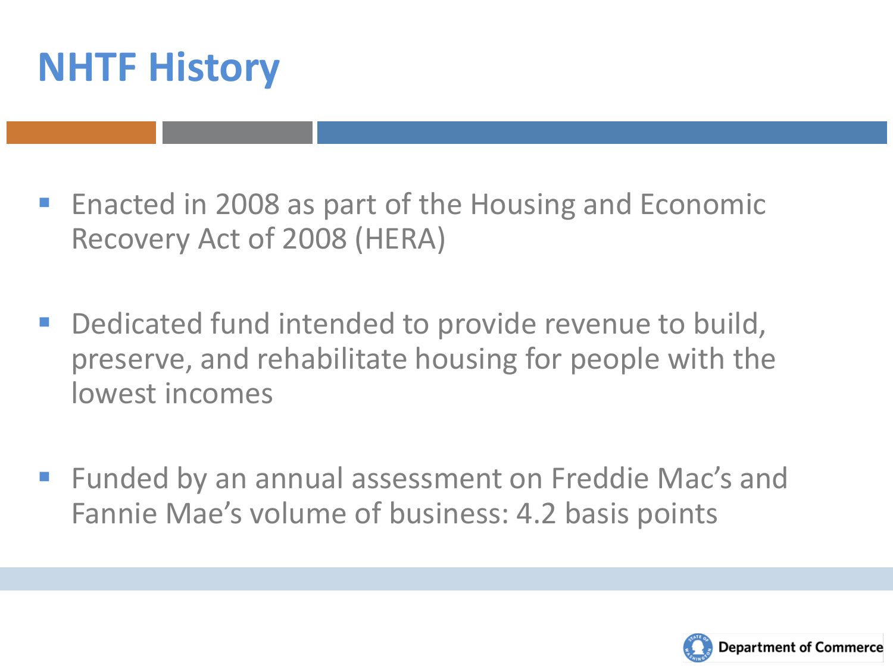# NHTF History

- Enacted in 2008 as part of the Housing and Economic Recovery Act of 2008 (HERA)
- Dedicated fund intended to provide revenue to build, preserve, and rehabilitate housing for people with the lowest incomes
- Funded by an annual assessment on Freddie Mac's and Fannie Mae's volume of business: 4.2 basis points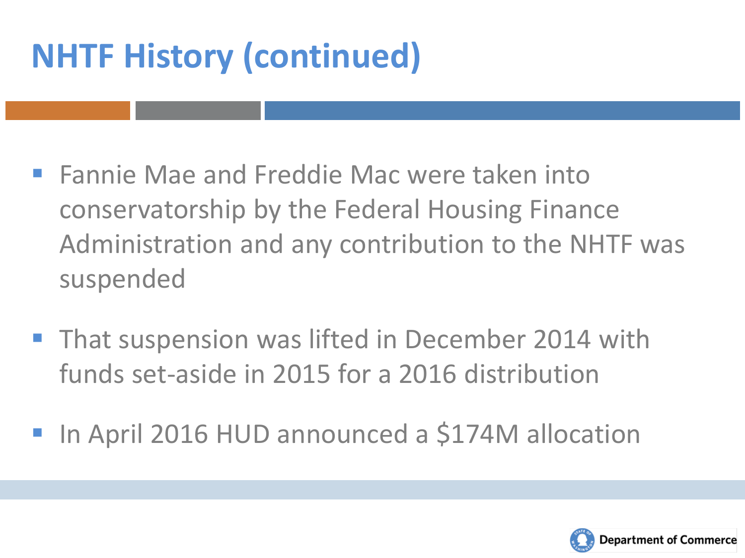# NHTF History (continued)

- Fannie Mae and Freddie Mac were taken into conservatorship by the Federal Housing Finance Administration and any contribution to the NHTF was suspended
- That suspension was lifted in December 2014 with funds set-aside in 2015 for a 2016 distribution
- In April 2016 HUD announced a $174M allocation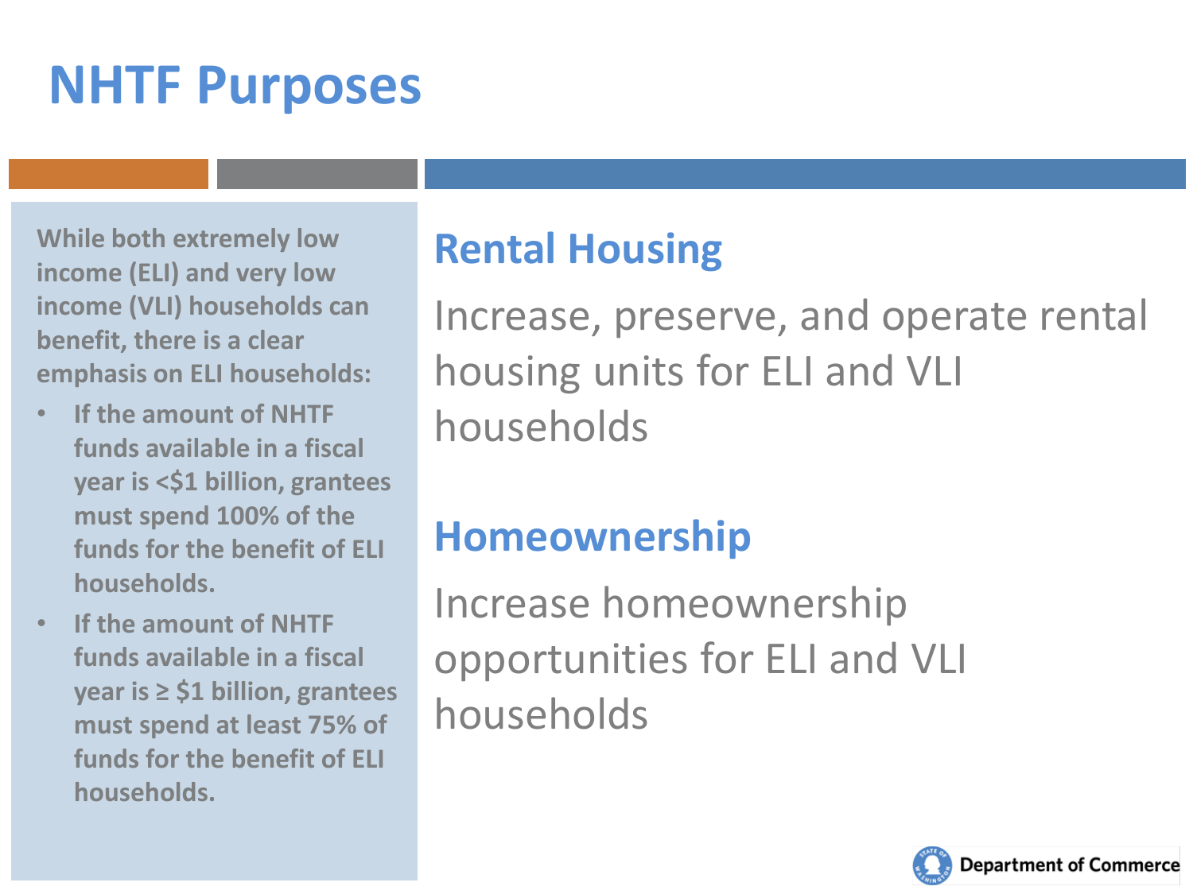# NHTF Purposes

While both extremely low income (ELI) and very low income (VLI) households can benefit, there is a clear emphasis on ELI households:

- If the amount of NHTF funds available in a fiscal year is <$1 billion, grantees must spend 100% of the funds for the benefit of ELI households.
- If the amount of NHTF funds available in a fiscal year is ≥ $1 billion, grantees must spend at least 75% of funds for the benefit of ELI households.

## Rental Housing

Increase, preserve, and operate rental housing units for ELI and VLI households

## Homeownership

Increase homeownership opportunities for ELI and VLI households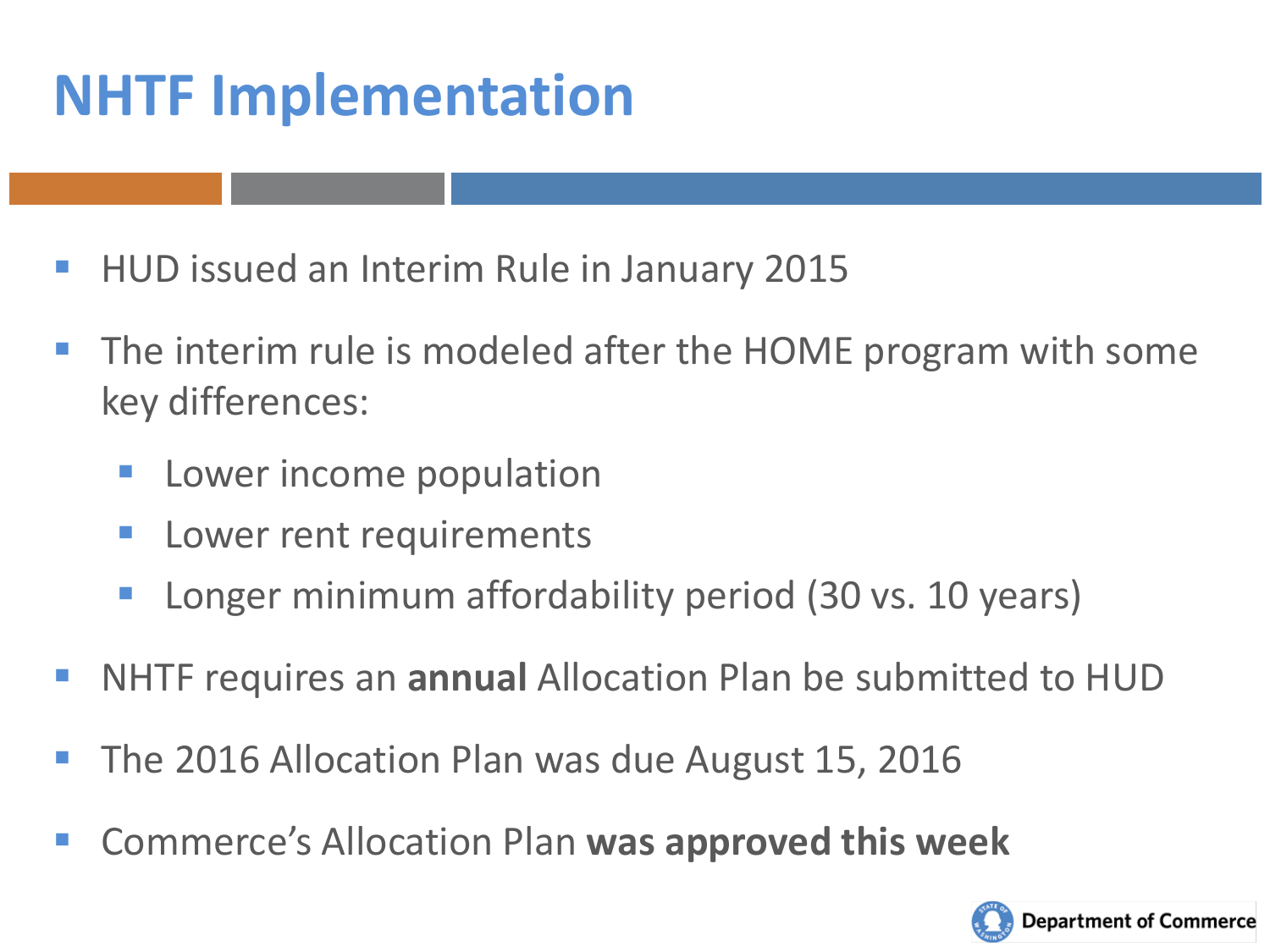# NHTF Implementation

- HUD issued an Interim Rule in January 2015
- The interim rule is modeled after the HOME program with some key differences:
  - Lower income population
  - Lower rent requirements
  - Longer minimum affordability period (30 vs. 10 years)
- NHTF requires an **annual** Allocation Plan be submitted to HUD
- The 2016 Allocation Plan was due August 15, 2016
- Commerce's Allocation Plan **was approved this week**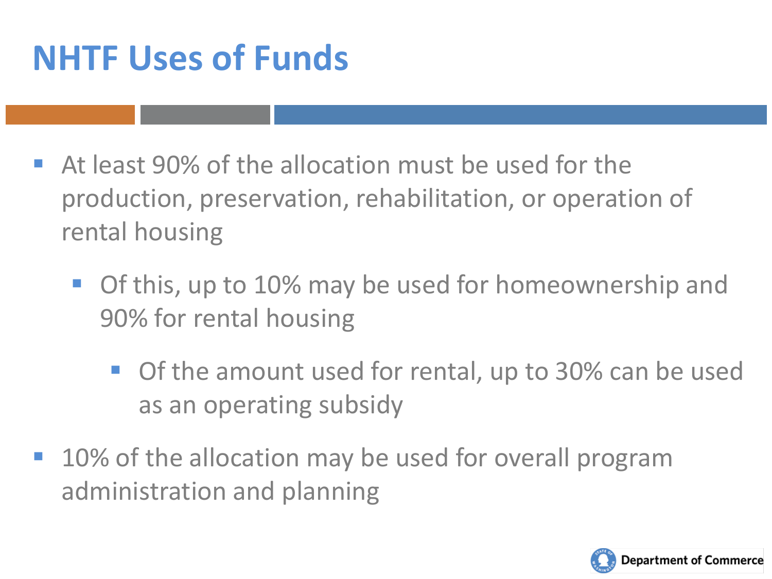# NHTF Uses of Funds

- At least 90% of the allocation must be used for the production, preservation, rehabilitation, or operation of rental housing
  - Of this, up to 10% may be used for homeownership and 90% for rental housing
    - Of the amount used for rental, up to 30% can be used as an operating subsidy
- 10% of the allocation may be used for overall program administration and planning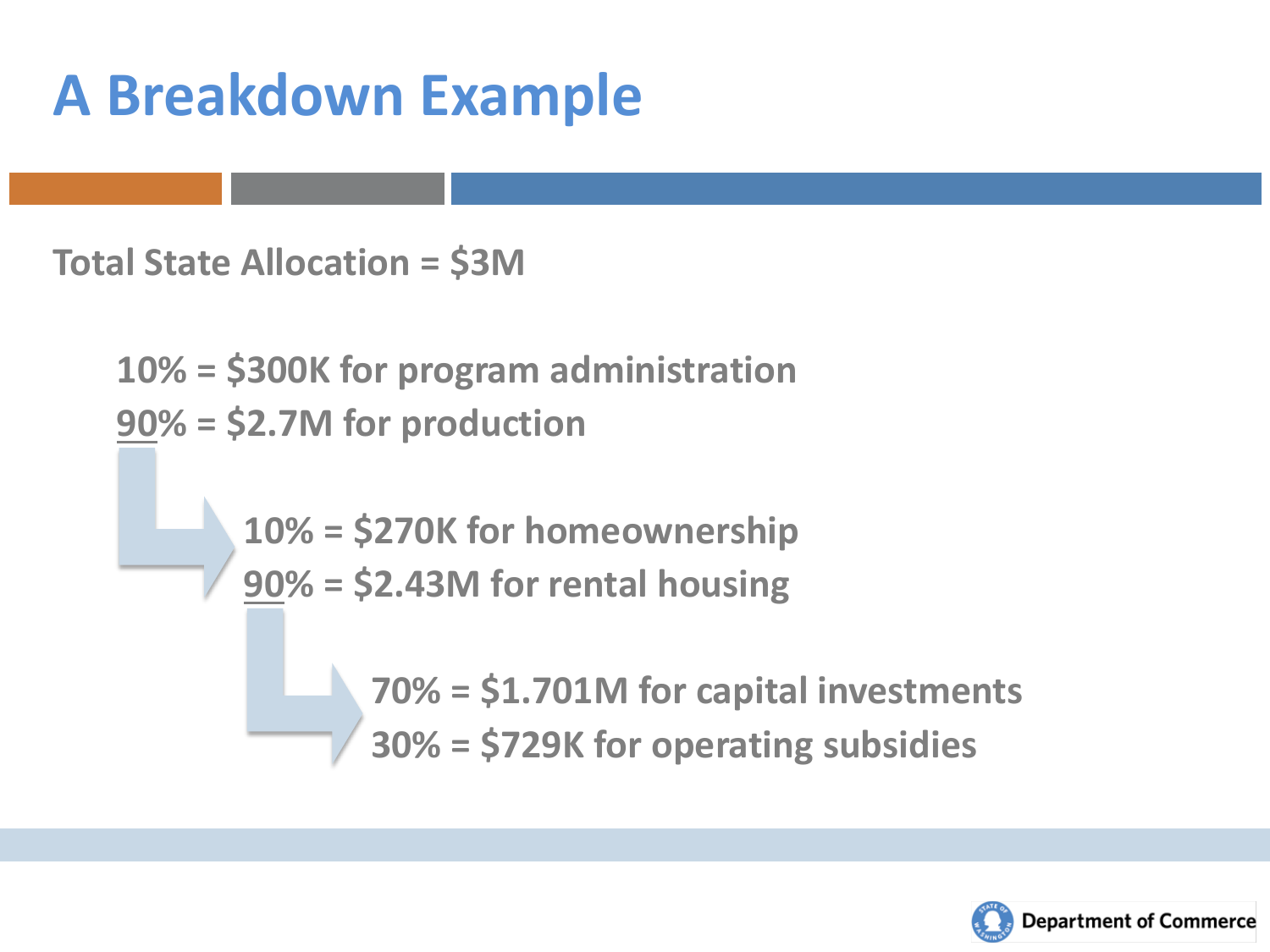# A Breakdown Example

Total State Allocation = $3M

- 10% = $300K for program administration
- 90% = $2.7M for production
  - 10% = $270K for homeownership
  - 90% = $2.43M for rental housing
    - 70% = $1.701M for capital investments
    - 30% = $729K for operating subsidies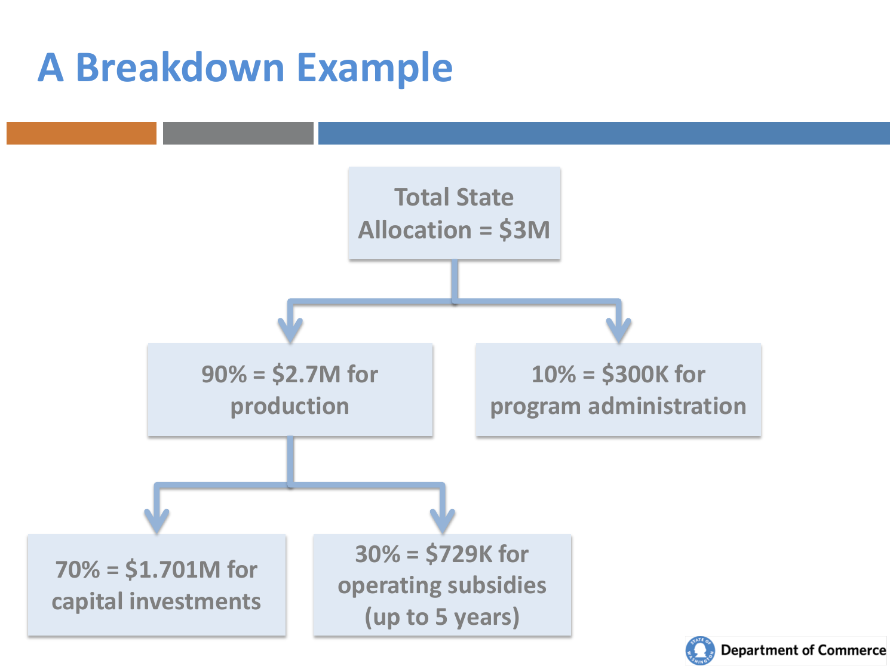# A Breakdown Example

- Total State Allocation = $3M
  - 90% = $2.7M for production
    - 70% = $1.701M for capital investments
    - 30% = $729K for operating subsidies (up to 5 years)
  - 10% = $300K for program administration

Department of Commerce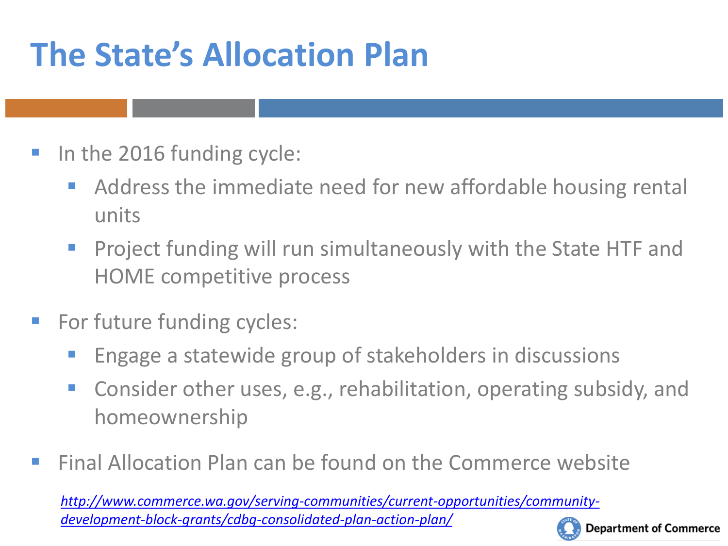# The State's Allocation Plan

- In the 2016 funding cycle:
  - Address the immediate need for new affordable housing rental units
  - Project funding will run simultaneously with the State HTF and HOME competitive process
- For future funding cycles:
  - Engage a statewide group of stakeholders in discussions
  - Consider other uses, e.g., rehabilitation, operating subsidy, and homeownership
- Final Allocation Plan can be found on the Commerce website

*http://www.commerce.wa.gov/serving-communities/current-opportunities/community-development-block-grants/cdbg-consolidated-plan-action-plan/*

Department of Commerce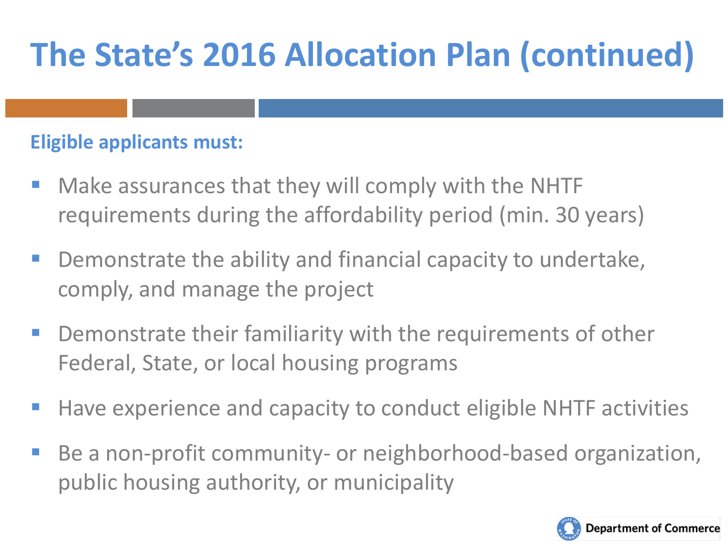# The State's 2016 Allocation Plan (continued)

**Eligible applicants must:**

- Make assurances that they will comply with the NHTF requirements during the affordability period (min. 30 years)
- Demonstrate the ability and financial capacity to undertake, comply, and manage the project
- Demonstrate their familiarity with the requirements of other Federal, State, or local housing programs
- Have experience and capacity to conduct eligible NHTF activities
- Be a non-profit community- or neighborhood-based organization, public housing authority, or municipality

Department of Commerce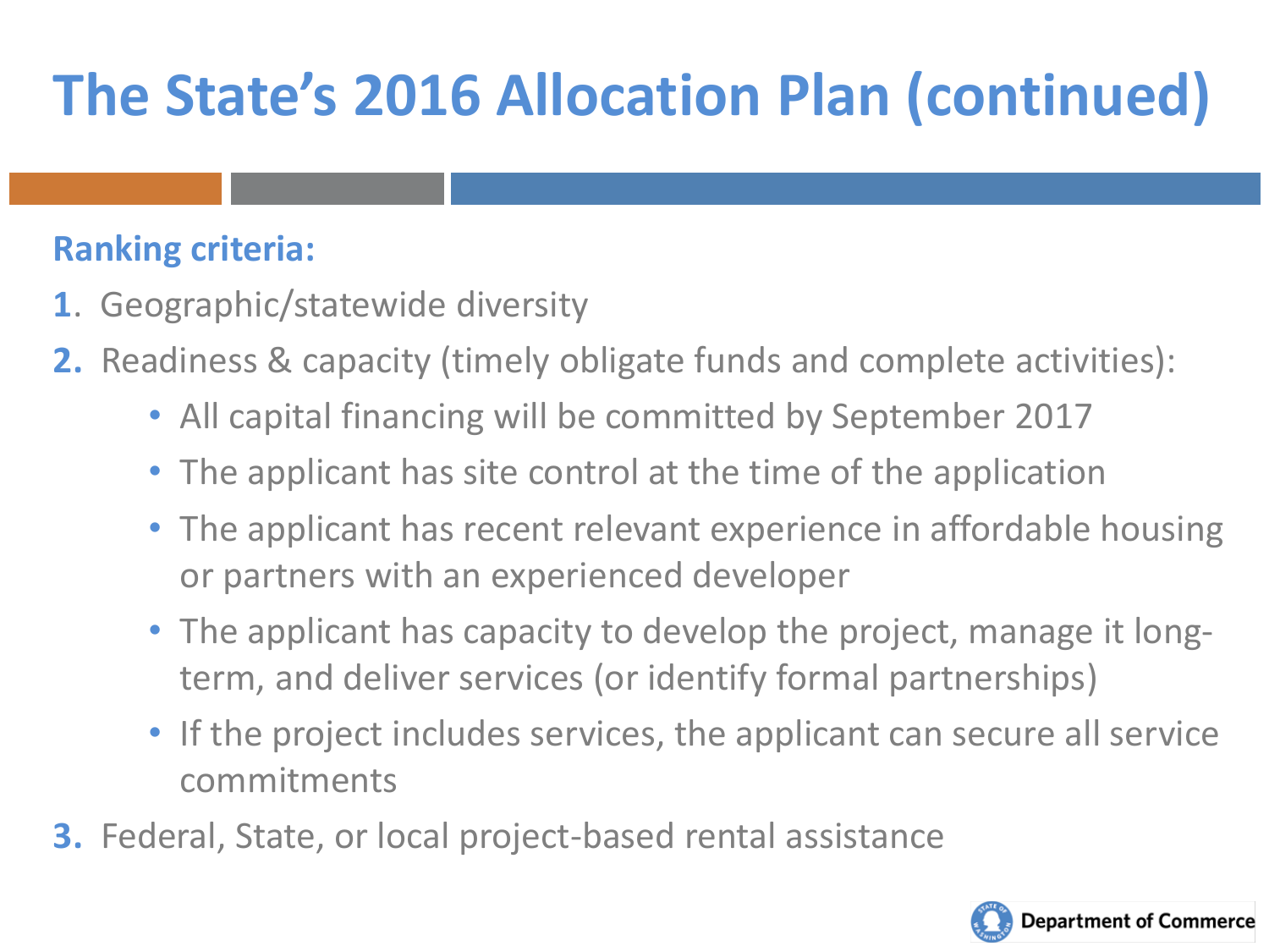# The State's 2016 Allocation Plan (continued)

**Ranking criteria:**

1. Geographic/statewide diversity
2. Readiness & capacity (timely obligate funds and complete activities):
    - All capital financing will be committed by September 2017
    - The applicant has site control at the time of the application
    - The applicant has recent relevant experience in affordable housing or partners with an experienced developer
    - The applicant has capacity to develop the project, manage it long-term, and deliver services (or identify formal partnerships)
    - If the project includes services, the applicant can secure all service commitments
3. Federal, State, or local project-based rental assistance

Department of Commerce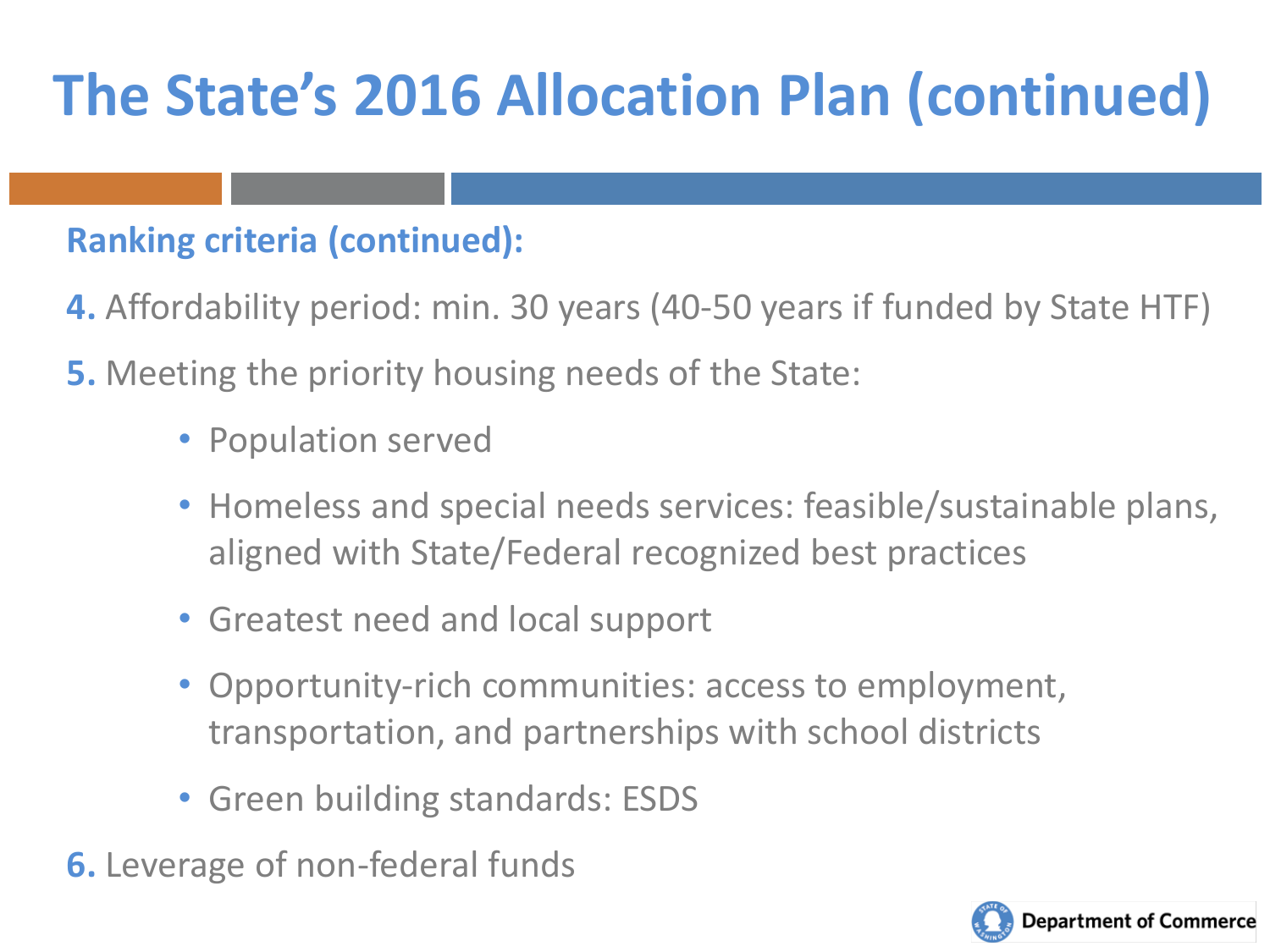# The State's 2016 Allocation Plan (continued)

**Ranking criteria (continued):**

**4.** Affordability period: min. 30 years (40-50 years if funded by State HTF)

**5.** Meeting the priority housing needs of the State:

- Population served
- Homeless and special needs services: feasible/sustainable plans, aligned with State/Federal recognized best practices
- Greatest need and local support
- Opportunity-rich communities: access to employment, transportation, and partnerships with school districts
- Green building standards: ESDS

**6.** Leverage of non-federal funds

Department of Commerce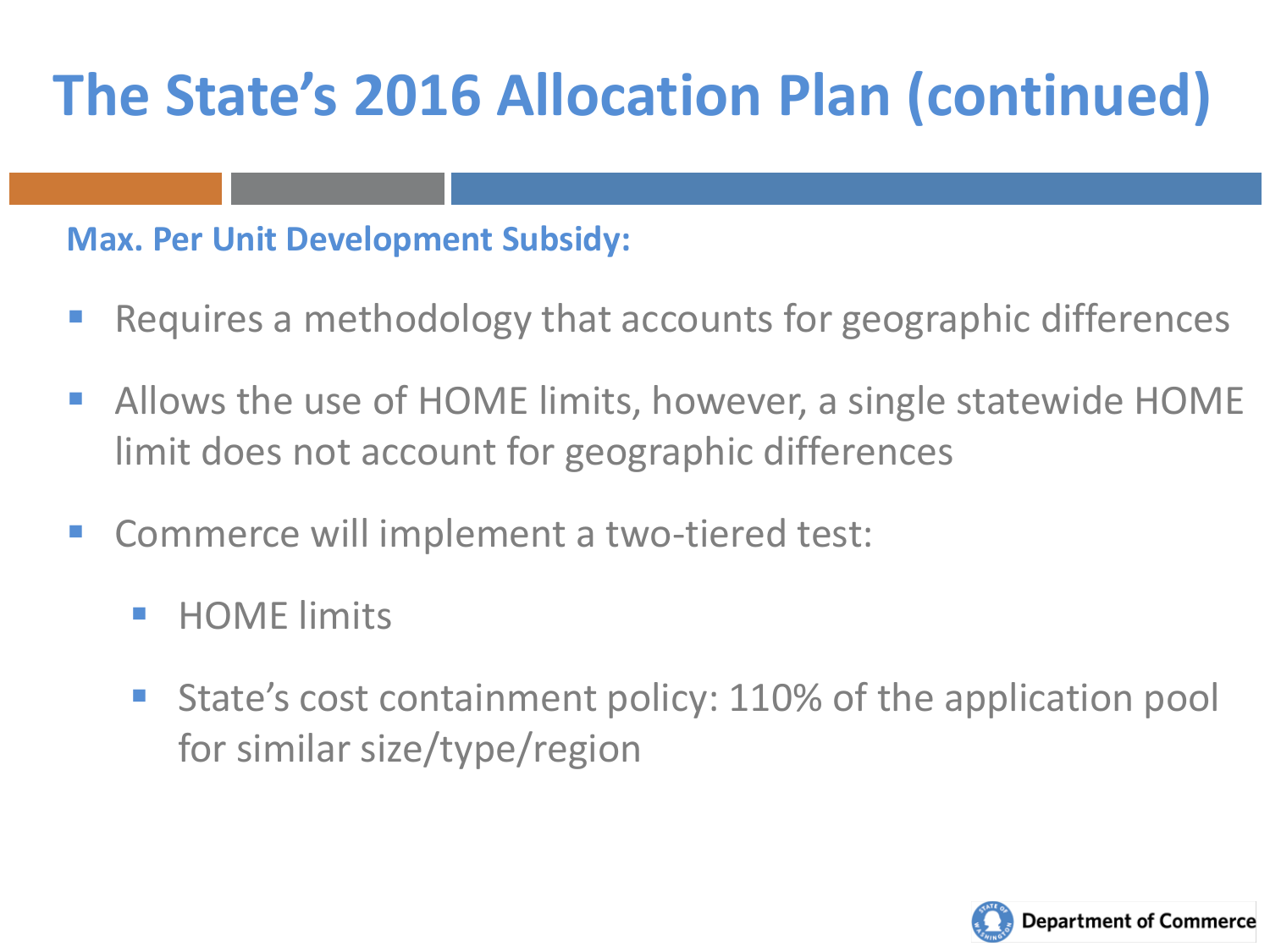# The State's 2016 Allocation Plan (continued)

**Max. Per Unit Development Subsidy:**

- Requires a methodology that accounts for geographic differences
- Allows the use of HOME limits, however, a single statewide HOME limit does not account for geographic differences
- Commerce will implement a two-tiered test:
  - HOME limits
  - State's cost containment policy: 110% of the application pool for similar size/type/region

Department of Commerce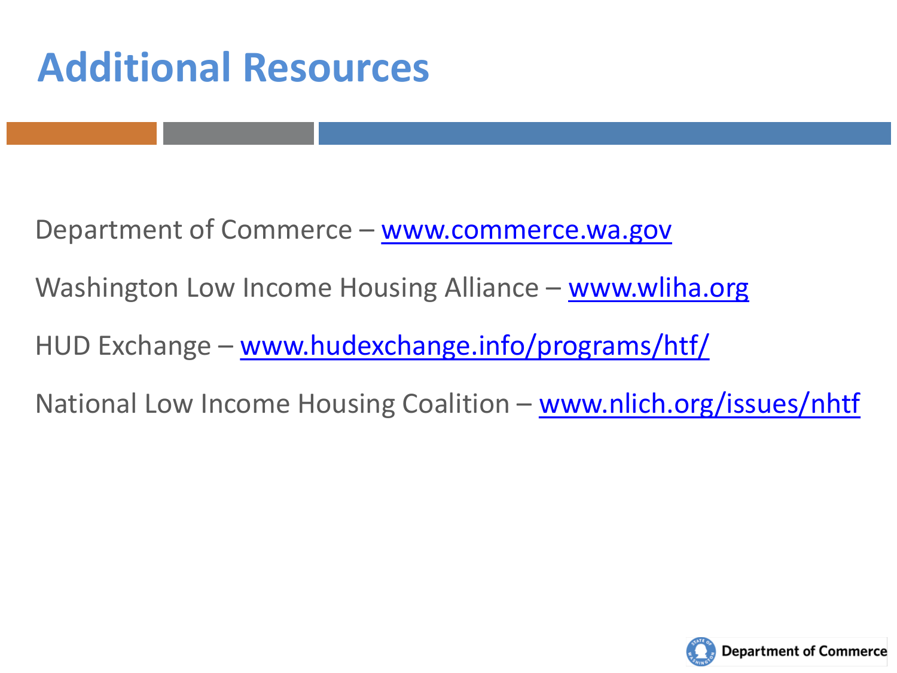# Additional Resources

Department of Commerce – www.commerce.wa.gov

Washington Low Income Housing Alliance – www.wliha.org

HUD Exchange – www.hudexchange.info/programs/htf/

National Low Income Housing Coalition – www.nlich.org/issues/nhtf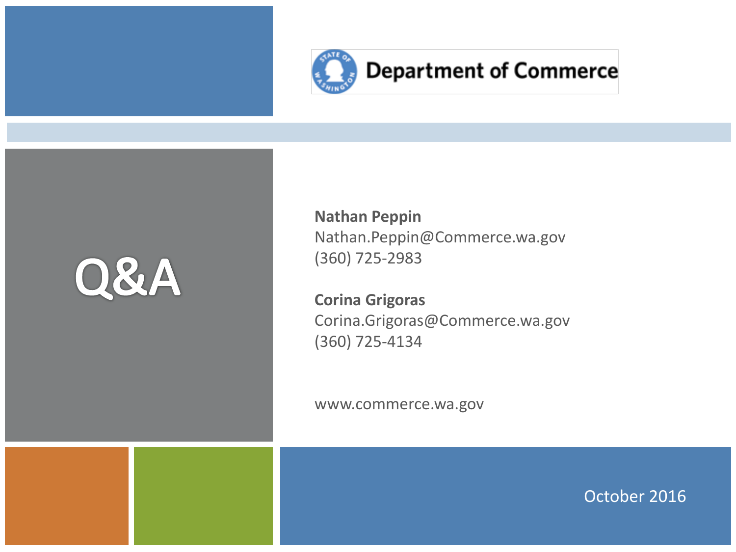Department of Commerce

# Q&A

**Nathan Peppin**
Nathan.Peppin@Commerce.wa.gov
(360) 725-2983

**Corina Grigoras**
Corina.Grigoras@Commerce.wa.gov
(360) 725-4134

www.commerce.wa.gov

October 2016